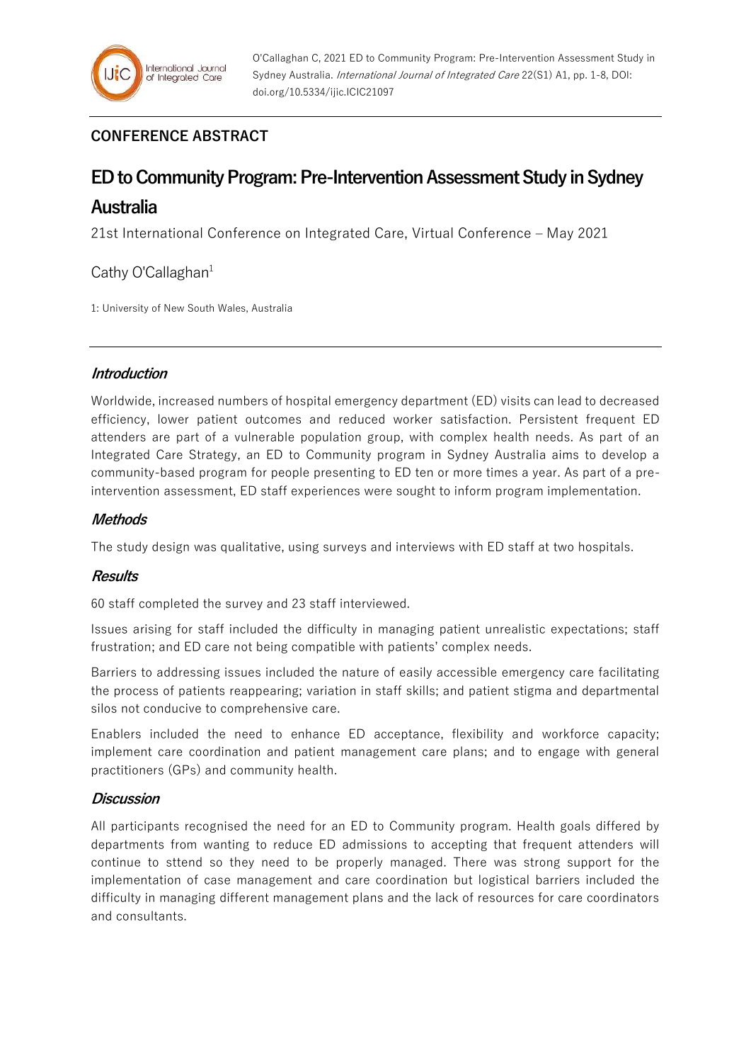O'Callaghan C, 2021 ED to Community Program: Pre-Intervention Assessment Study in Sydney Australia. *International Journal of Integrated Care* 22(S1) A1, pp. 1-8, DOI: doi.org/10.5334/ijic.ICIC21097

**CONFERENCE ABSTRACT**

# ED to Community Program: Pre-Intervention Assessment Study in Sydney Australia

21st International Conference on Integrated Care, Virtual Conference – May 2021

Cathy O'Callaghan[1]

1: University of New South Wales, Australia

---

## *Introduction*

Worldwide, increased numbers of hospital emergency department (ED) visits can lead to decreased efficiency, lower patient outcomes and reduced worker satisfaction. Persistent frequent ED attenders are part of a vulnerable population group, with complex health needs. As part of an Integrated Care Strategy, an ED to Community program in Sydney Australia aims to develop a community-based program for people presenting to ED ten or more times a year. As part of a pre-intervention assessment, ED staff experiences were sought to inform program implementation.

## *Methods*

The study design was qualitative, using surveys and interviews with ED staff at two hospitals.

## *Results*

60 staff completed the survey and 23 staff interviewed.

Issues arising for staff included the difficulty in managing patient unrealistic expectations; staff frustration; and ED care not being compatible with patients' complex needs.

Barriers to addressing issues included the nature of easily accessible emergency care facilitating the process of patients reappearing; variation in staff skills; and patient stigma and departmental silos not conducive to comprehensive care.

Enablers included the need to enhance ED acceptance, flexibility and workforce capacity; implement care coordination and patient management care plans; and to engage with general practitioners (GPs) and community health.

## *Discussion*

All participants recognised the need for an ED to Community program. Health goals differed by departments from wanting to reduce ED admissions to accepting that frequent attenders will continue to sttend so they need to be properly managed. There was strong support for the implementation of case management and care coordination but logistical barriers included the difficulty in managing different management plans and the lack of resources for care coordinators and consultants.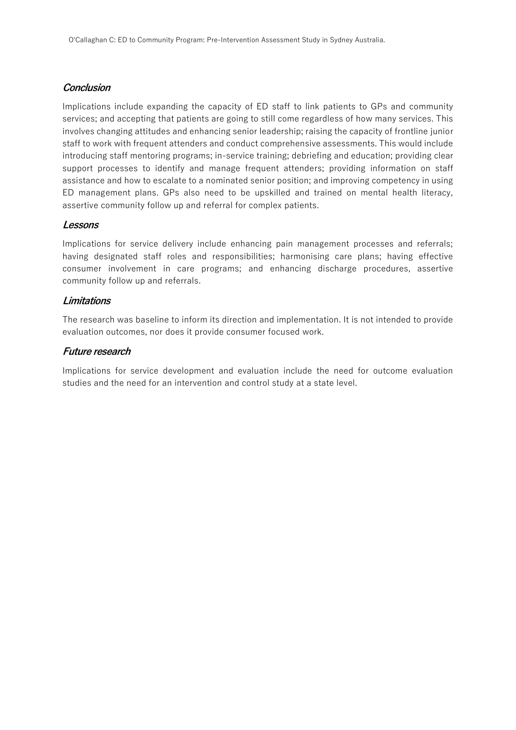### *Conclusion*

Implications include expanding the capacity of ED staff to link patients to GPs and community services; and accepting that patients are going to still come regardless of how many services. This involves changing attitudes and enhancing senior leadership; raising the capacity of frontline junior staff to work with frequent attenders and conduct comprehensive assessments. This would include introducing staff mentoring programs; in-service training; debriefing and education; providing clear support processes to identify and manage frequent attenders; providing information on staff assistance and how to escalate to a nominated senior position; and improving competency in using ED management plans. GPs also need to be upskilled and trained on mental health literacy, assertive community follow up and referral for complex patients.

### *Lessons*

Implications for service delivery include enhancing pain management processes and referrals; having designated staff roles and responsibilities; harmonising care plans; having effective consumer involvement in care programs; and enhancing discharge procedures, assertive community follow up and referrals.

### *Limitations*

The research was baseline to inform its direction and implementation. It is not intended to provide evaluation outcomes, nor does it provide consumer focused work.

### *Future research*

Implications for service development and evaluation include the need for outcome evaluation studies and the need for an intervention and control study at a state level.